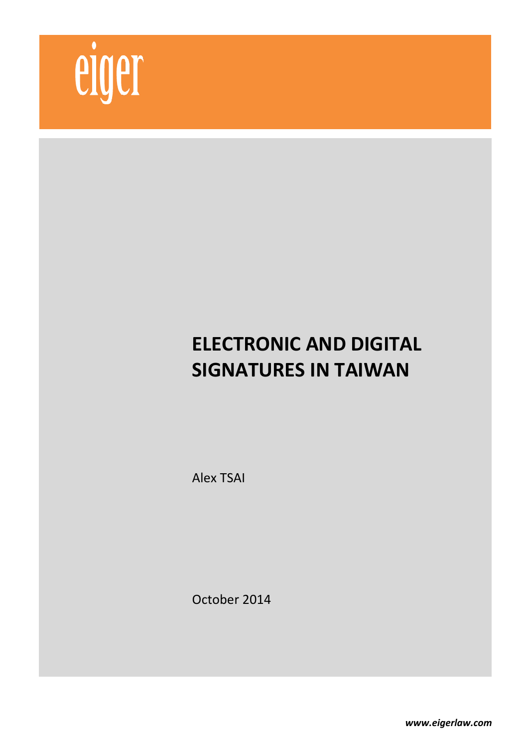eiger

# ELECTRONIC AND DIGITAL SIGNATURES IN TAIWAN

Alex TSAI

October 2014

***www.eigerlaw.com***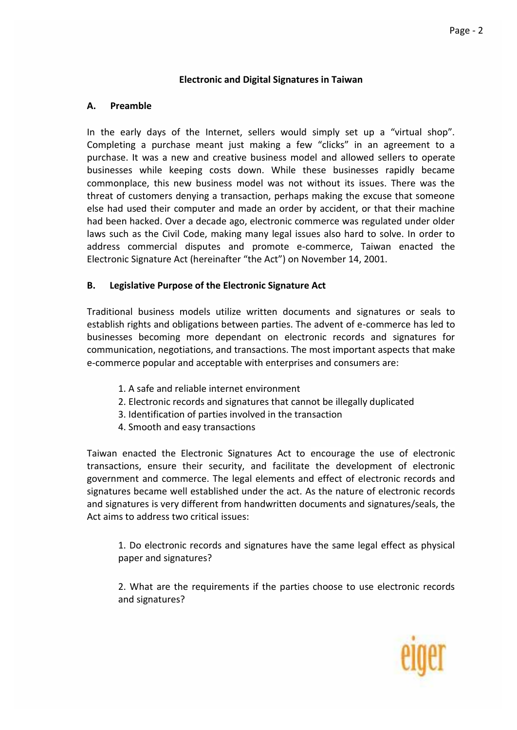# Electronic and Digital Signatures in Taiwan

## A. Preamble

In the early days of the Internet, sellers would simply set up a "virtual shop". Completing a purchase meant just making a few "clicks" in an agreement to a purchase. It was a new and creative business model and allowed sellers to operate businesses while keeping costs down. While these businesses rapidly became commonplace, this new business model was not without its issues. There was the threat of customers denying a transaction, perhaps making the excuse that someone else had used their computer and made an order by accident, or that their machine had been hacked. Over a decade ago, electronic commerce was regulated under older laws such as the Civil Code, making many legal issues also hard to solve. In order to address commercial disputes and promote e-commerce, Taiwan enacted the Electronic Signature Act (hereinafter "the Act") on November 14, 2001.

## B. Legislative Purpose of the Electronic Signature Act

Traditional business models utilize written documents and signatures or seals to establish rights and obligations between parties. The advent of e-commerce has led to businesses becoming more dependant on electronic records and signatures for communication, negotiations, and transactions. The most important aspects that make e-commerce popular and acceptable with enterprises and consumers are:

1. A safe and reliable internet environment
2. Electronic records and signatures that cannot be illegally duplicated
3. Identification of parties involved in the transaction
4. Smooth and easy transactions

Taiwan enacted the Electronic Signatures Act to encourage the use of electronic transactions, ensure their security, and facilitate the development of electronic government and commerce. The legal elements and effect of electronic records and signatures became well established under the act. As the nature of electronic records and signatures is very different from handwritten documents and signatures/seals, the Act aims to address two critical issues:

1. Do electronic records and signatures have the same legal effect as physical paper and signatures?

2. What are the requirements if the parties choose to use electronic records and signatures?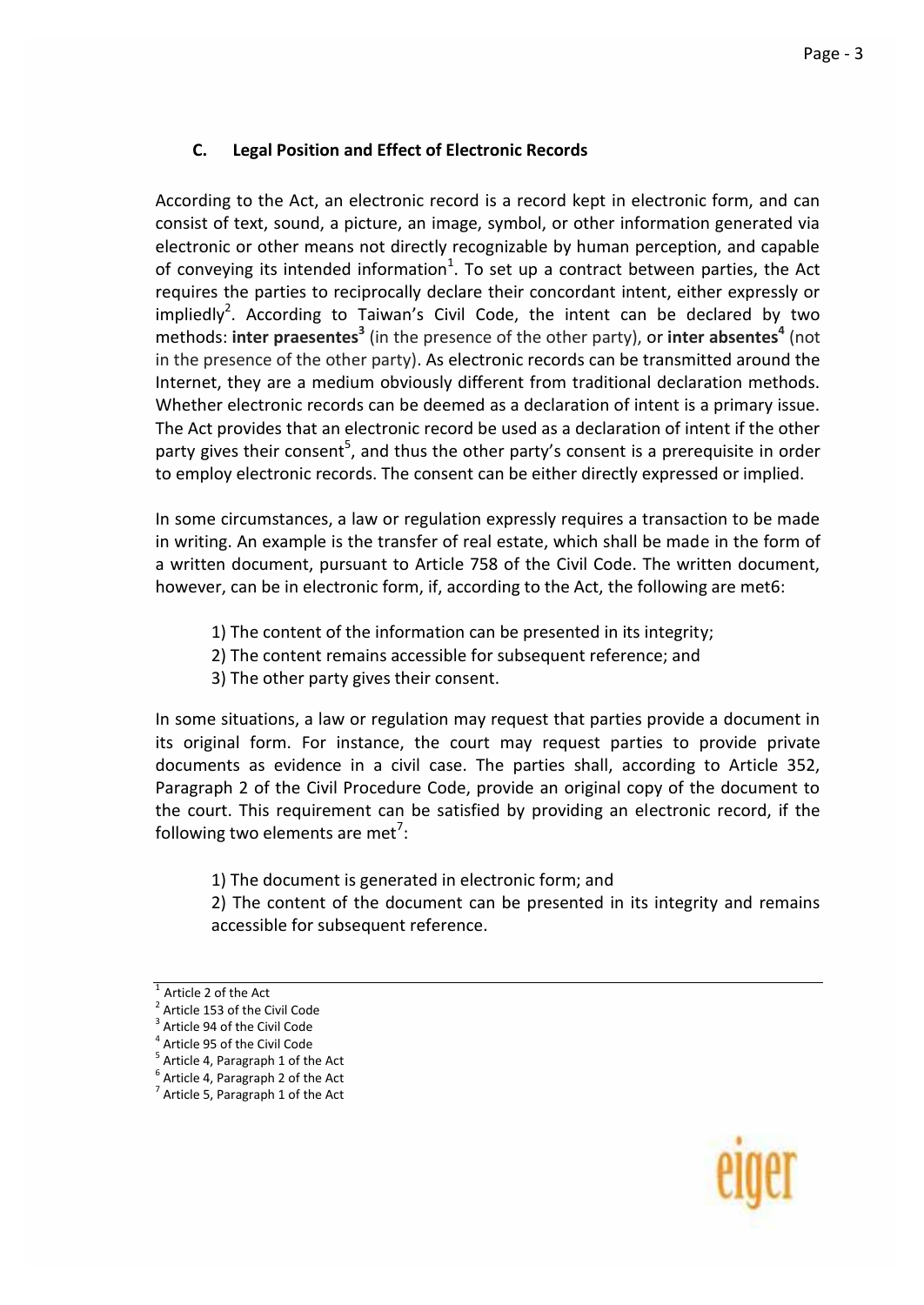### C. Legal Position and Effect of Electronic Records

According to the Act, an electronic record is a record kept in electronic form, and can consist of text, sound, a picture, an image, symbol, or other information generated via electronic or other means not directly recognizable by human perception, and capable of conveying its intended information[1]. To set up a contract between parties, the Act requires the parties to reciprocally declare their concordant intent, either expressly or impliedly[2]. According to Taiwan's Civil Code, the intent can be declared by two methods: **inter praesentes**[3] (in the presence of the other party), or **inter absentes**[4] (not in the presence of the other party). As electronic records can be transmitted around the Internet, they are a medium obviously different from traditional declaration methods. Whether electronic records can be deemed as a declaration of intent is a primary issue. The Act provides that an electronic record be used as a declaration of intent if the other party gives their consent[5], and thus the other party's consent is a prerequisite in order to employ electronic records. The consent can be either directly expressed or implied.

In some circumstances, a law or regulation expressly requires a transaction to be made in writing. An example is the transfer of real estate, which shall be made in the form of a written document, pursuant to Article 758 of the Civil Code. The written document, however, can be in electronic form, if, according to the Act, the following are met6:

1) The content of the information can be presented in its integrity;
2) The content remains accessible for subsequent reference; and
3) The other party gives their consent.

In some situations, a law or regulation may request that parties provide a document in its original form. For instance, the court may request parties to provide private documents as evidence in a civil case. The parties shall, according to Article 352, Paragraph 2 of the Civil Procedure Code, provide an original copy of the document to the court. This requirement can be satisfied by providing an electronic record, if the following two elements are met[7]:

1) The document is generated in electronic form; and
2) The content of the document can be presented in its integrity and remains accessible for subsequent reference.

---

[1] Article 2 of the Act
[2] Article 153 of the Civil Code
[3] Article 94 of the Civil Code
[4] Article 95 of the Civil Code
[5] Article 4, Paragraph 1 of the Act
[6] Article 4, Paragraph 2 of the Act
[7] Article 5, Paragraph 1 of the Act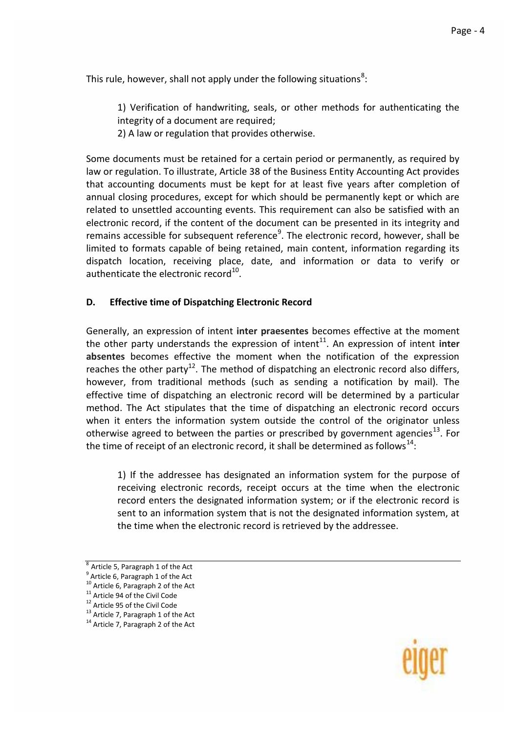This rule, however, shall not apply under the following situations[8]:

> 1) Verification of handwriting, seals, or other methods for authenticating the integrity of a document are required;
> 2) A law or regulation that provides otherwise.

Some documents must be retained for a certain period or permanently, as required by law or regulation. To illustrate, Article 38 of the Business Entity Accounting Act provides that accounting documents must be kept for at least five years after completion of annual closing procedures, except for which should be permanently kept or which are related to unsettled accounting events. This requirement can also be satisfied with an electronic record, if the content of the document can be presented in its integrity and remains accessible for subsequent reference[9]. The electronic record, however, shall be limited to formats capable of being retained, main content, information regarding its dispatch location, receiving place, date, and information or data to verify or authenticate the electronic record[10].

## D. Effective time of Dispatching Electronic Record

Generally, an expression of intent **inter praesentes** becomes effective at the moment the other party understands the expression of intent[11]. An expression of intent **inter absentes** becomes effective the moment when the notification of the expression reaches the other party[12]. The method of dispatching an electronic record also differs, however, from traditional methods (such as sending a notification by mail). The effective time of dispatching an electronic record will be determined by a particular method. The Act stipulates that the time of dispatching an electronic record occurs when it enters the information system outside the control of the originator unless otherwise agreed to between the parties or prescribed by government agencies[13]. For the time of receipt of an electronic record, it shall be determined as follows[14]:

> 1) If the addressee has designated an information system for the purpose of receiving electronic records, receipt occurs at the time when the electronic record enters the designated information system; or if the electronic record is sent to an information system that is not the designated information system, at the time when the electronic record is retrieved by the addressee.

---

[8] Article 5, Paragraph 1 of the Act
[9] Article 6, Paragraph 1 of the Act
[10] Article 6, Paragraph 2 of the Act
[11] Article 94 of the Civil Code
[12] Article 95 of the Civil Code
[13] Article 7, Paragraph 1 of the Act
[14] Article 7, Paragraph 2 of the Act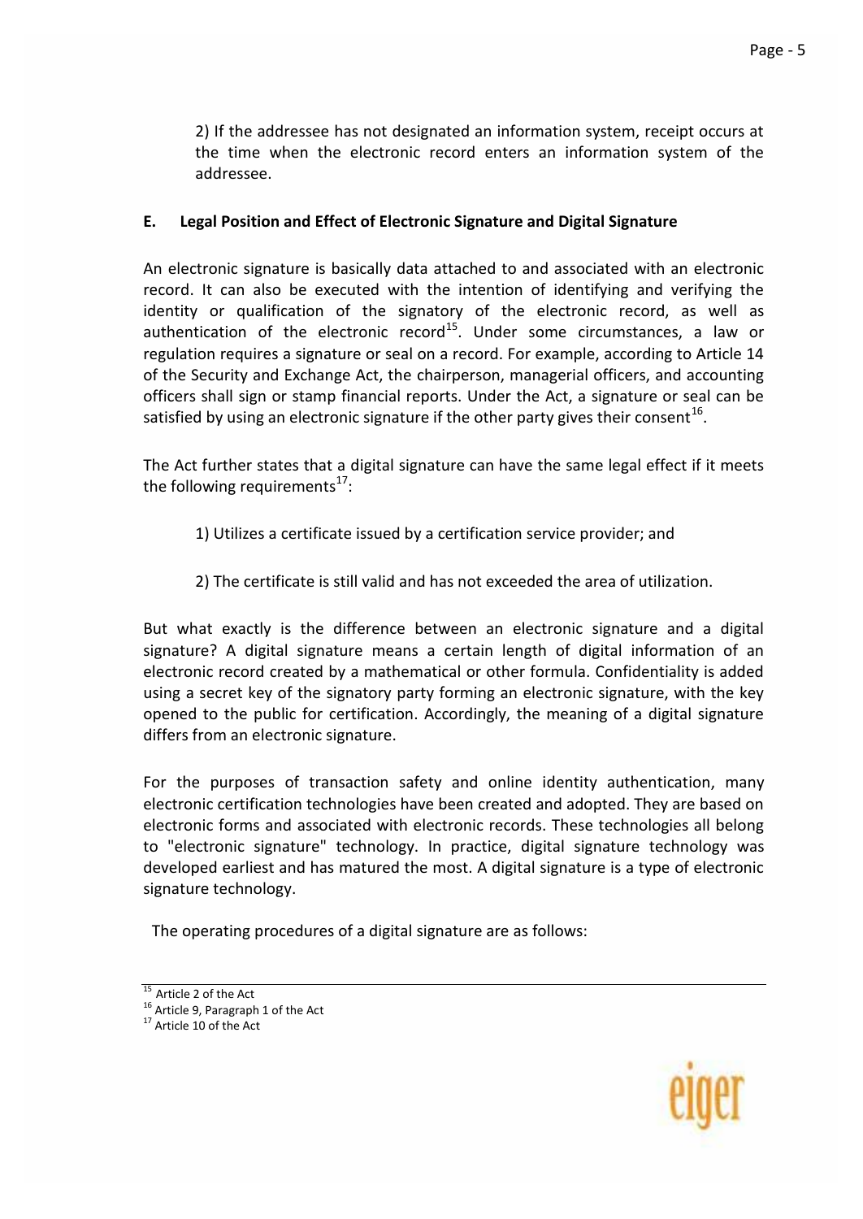2) If the addressee has not designated an information system, receipt occurs at the time when the electronic record enters an information system of the addressee.

## E. Legal Position and Effect of Electronic Signature and Digital Signature

An electronic signature is basically data attached to and associated with an electronic record. It can also be executed with the intention of identifying and verifying the identity or qualification of the signatory of the electronic record, as well as authentication of the electronic record[15]. Under some circumstances, a law or regulation requires a signature or seal on a record. For example, according to Article 14 of the Security and Exchange Act, the chairperson, managerial officers, and accounting officers shall sign or stamp financial reports. Under the Act, a signature or seal can be satisfied by using an electronic signature if the other party gives their consent[16].

The Act further states that a digital signature can have the same legal effect if it meets the following requirements[17]:

1) Utilizes a certificate issued by a certification service provider; and

2) The certificate is still valid and has not exceeded the area of utilization.

But what exactly is the difference between an electronic signature and a digital signature? A digital signature means a certain length of digital information of an electronic record created by a mathematical or other formula. Confidentiality is added using a secret key of the signatory party forming an electronic signature, with the key opened to the public for certification. Accordingly, the meaning of a digital signature differs from an electronic signature.

For the purposes of transaction safety and online identity authentication, many electronic certification technologies have been created and adopted. They are based on electronic forms and associated with electronic records. These technologies all belong to "electronic signature" technology. In practice, digital signature technology was developed earliest and has matured the most. A digital signature is a type of electronic signature technology.

The operating procedures of a digital signature are as follows:

---

[15] Article 2 of the Act

[16] Article 9, Paragraph 1 of the Act

[17] Article 10 of the Act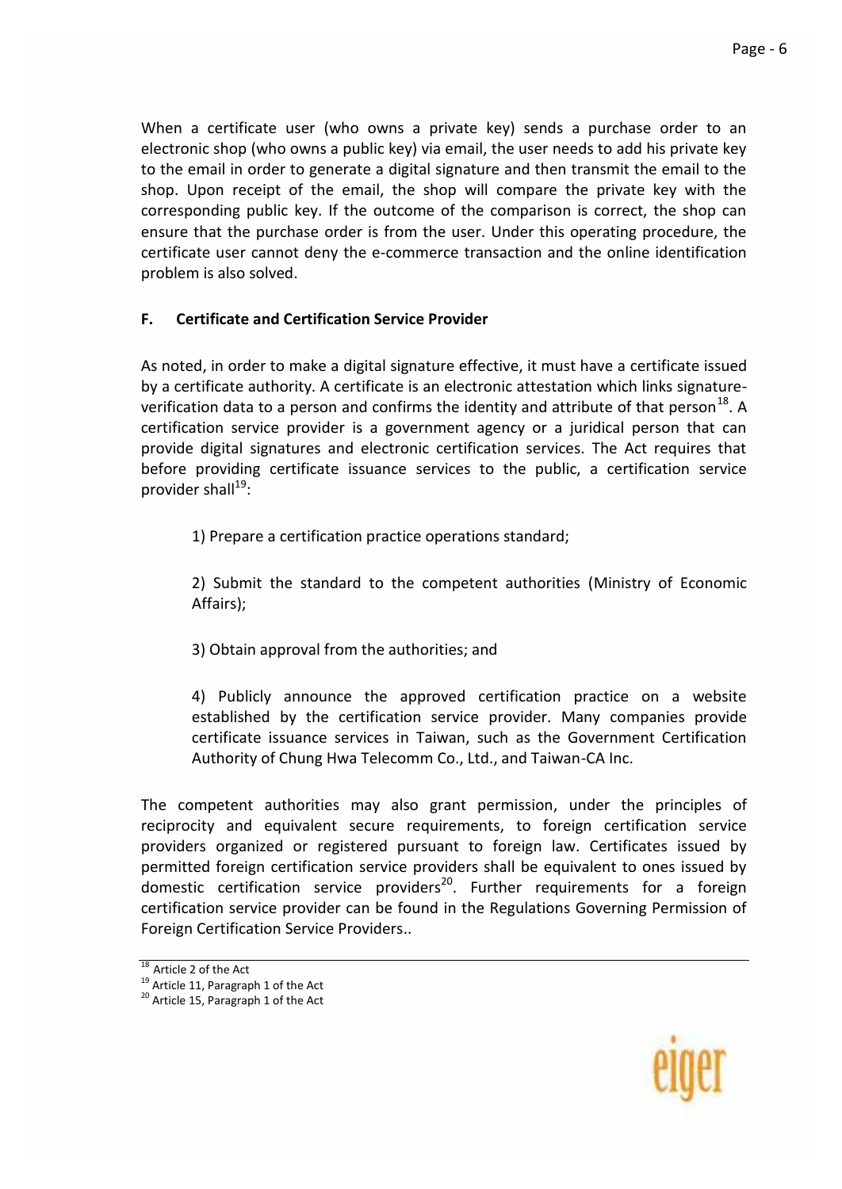When a certificate user (who owns a private key) sends a purchase order to an electronic shop (who owns a public key) via email, the user needs to add his private key to the email in order to generate a digital signature and then transmit the email to the shop. Upon receipt of the email, the shop will compare the private key with the corresponding public key. If the outcome of the comparison is correct, the shop can ensure that the purchase order is from the user. Under this operating procedure, the certificate user cannot deny the e-commerce transaction and the online identification problem is also solved.

## F. Certificate and Certification Service Provider

As noted, in order to make a digital signature effective, it must have a certificate issued by a certificate authority. A certificate is an electronic attestation which links signature-verification data to a person and confirms the identity and attribute of that person[18]. A certification service provider is a government agency or a juridical person that can provide digital signatures and electronic certification services. The Act requires that before providing certificate issuance services to the public, a certification service provider shall[19]:

1) Prepare a certification practice operations standard;

2) Submit the standard to the competent authorities (Ministry of Economic Affairs);

3) Obtain approval from the authorities; and

4) Publicly announce the approved certification practice on a website established by the certification service provider. Many companies provide certificate issuance services in Taiwan, such as the Government Certification Authority of Chung Hwa Telecomm Co., Ltd., and Taiwan-CA Inc.

The competent authorities may also grant permission, under the principles of reciprocity and equivalent secure requirements, to foreign certification service providers organized or registered pursuant to foreign law. Certificates issued by permitted foreign certification service providers shall be equivalent to ones issued by domestic certification service providers[20]. Further requirements for a foreign certification service provider can be found in the Regulations Governing Permission of Foreign Certification Service Providers..

---

[18] Article 2 of the Act

[19] Article 11, Paragraph 1 of the Act

[20] Article 15, Paragraph 1 of the Act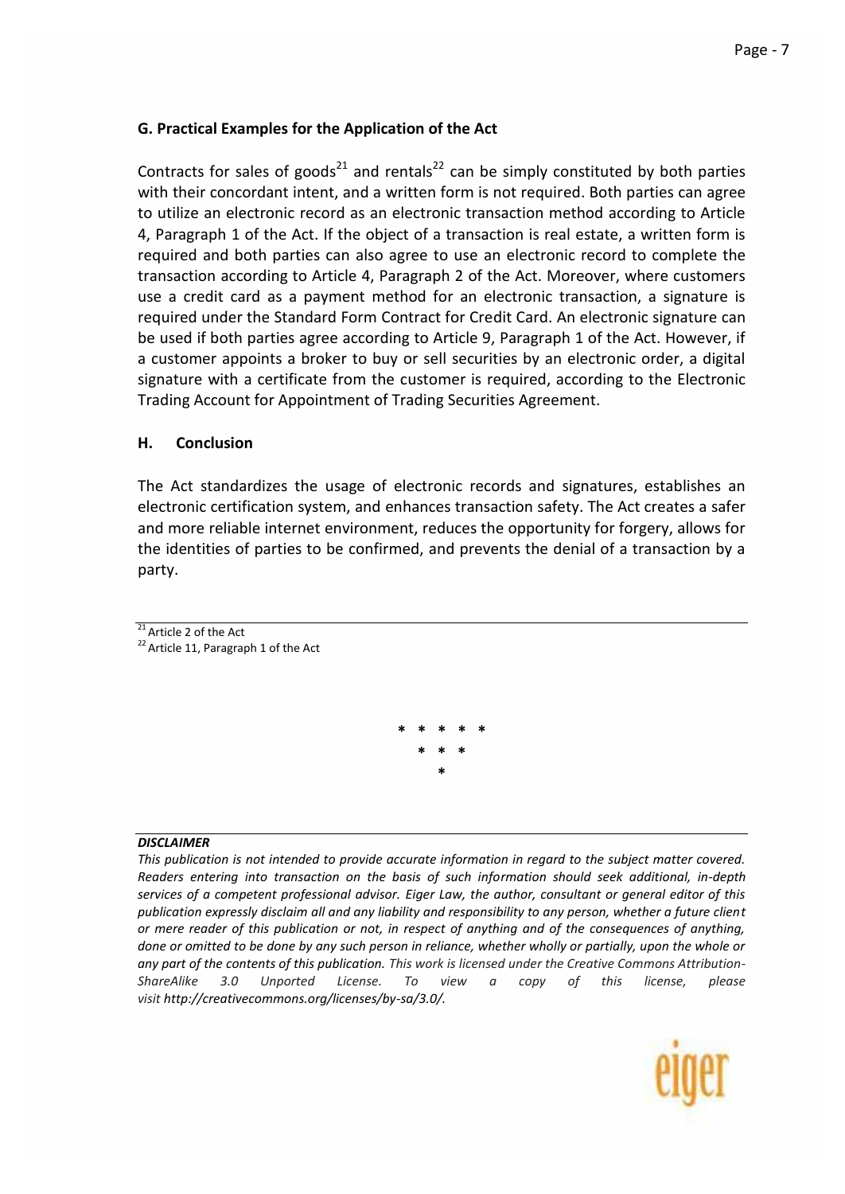## G. Practical Examples for the Application of the Act

Contracts for sales of goods[21] and rentals[22] can be simply constituted by both parties with their concordant intent, and a written form is not required. Both parties can agree to utilize an electronic record as an electronic transaction method according to Article 4, Paragraph 1 of the Act. If the object of a transaction is real estate, a written form is required and both parties can also agree to use an electronic record to complete the transaction according to Article 4, Paragraph 2 of the Act. Moreover, where customers use a credit card as a payment method for an electronic transaction, a signature is required under the Standard Form Contract for Credit Card. An electronic signature can be used if both parties agree according to Article 9, Paragraph 1 of the Act. However, if a customer appoints a broker to buy or sell securities by an electronic order, a digital signature with a certificate from the customer is required, according to the Electronic Trading Account for Appointment of Trading Securities Agreement.

## H. Conclusion

The Act standardizes the usage of electronic records and signatures, establishes an electronic certification system, and enhances transaction safety. The Act creates a safer and more reliable internet environment, reduces the opportunity for forgery, allows for the identities of parties to be confirmed, and prevents the denial of a transaction by a party.

[21] Article 2 of the Act
[22] Article 11, Paragraph 1 of the Act

\* \* \* \* \*
\* \* \*
\*

***DISCLAIMER***

*This publication is not intended to provide accurate information in regard to the subject matter covered. Readers entering into transaction on the basis of such information should seek additional, in-depth services of a competent professional advisor. Eiger Law, the author, consultant or general editor of this publication expressly disclaim all and any liability and responsibility to any person, whether a future client or mere reader of this publication or not, in respect of anything and of the consequences of anything, done or omitted to be done by any such person in reliance, whether wholly or partially, upon the whole or any part of the contents of this publication. This work is licensed under the Creative Commons Attribution-ShareAlike 3.0 Unported License. To view a copy of this license, please visit http://creativecommons.org/licenses/by-sa/3.0/.*